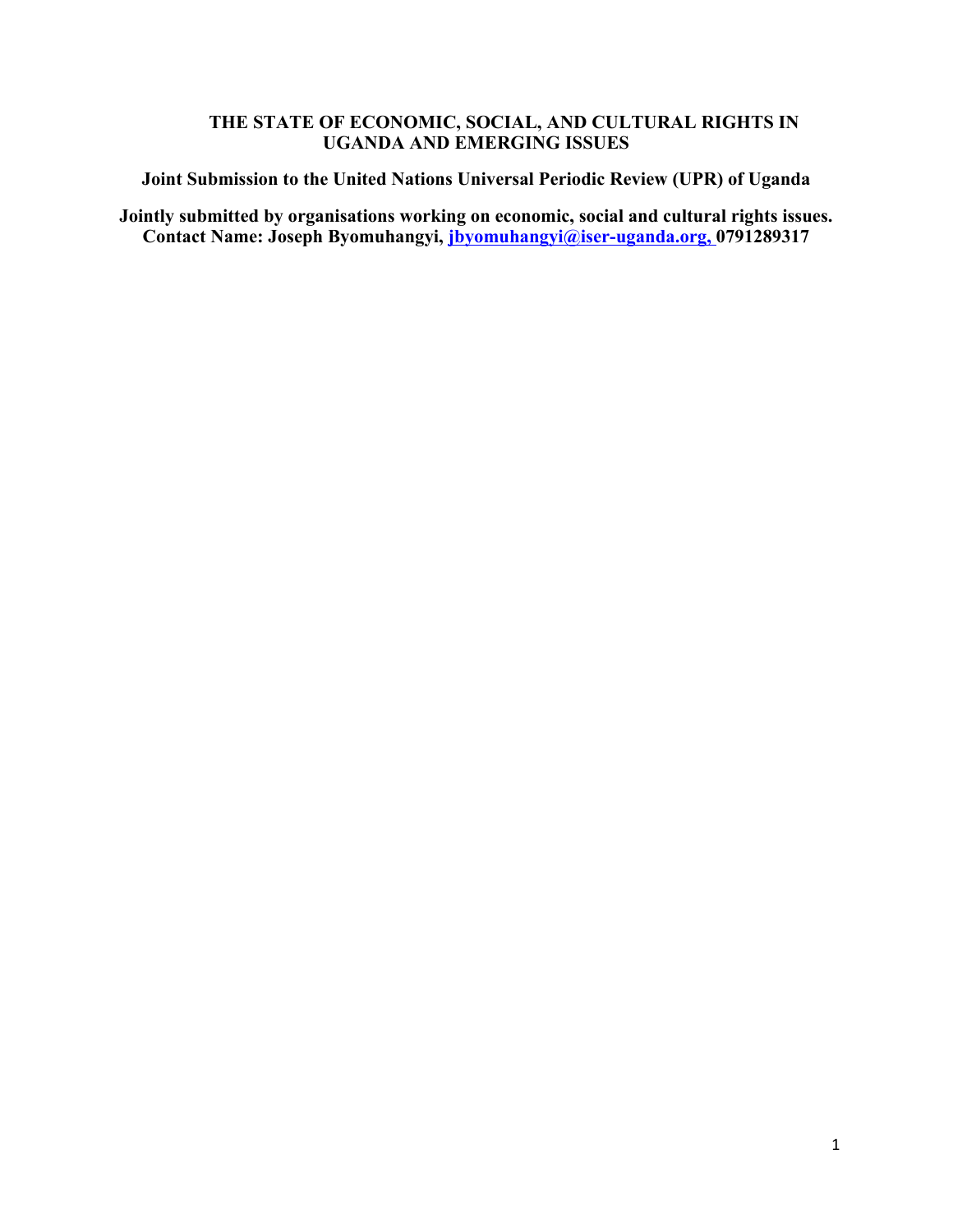# THE STATE OF ECONOMIC, SOCIAL, AND CULTURAL RIGHTS IN UGANDA AND EMERGING ISSUES

**Joint Submission to the United Nations Universal Periodic Review (UPR) of Uganda**

**Jointly submitted by organisations working on economic, social and cultural rights issues.**
**Contact Name: Joseph Byomuhangyi, jbyomuhangyi@iser-uganda.org, 0791289317**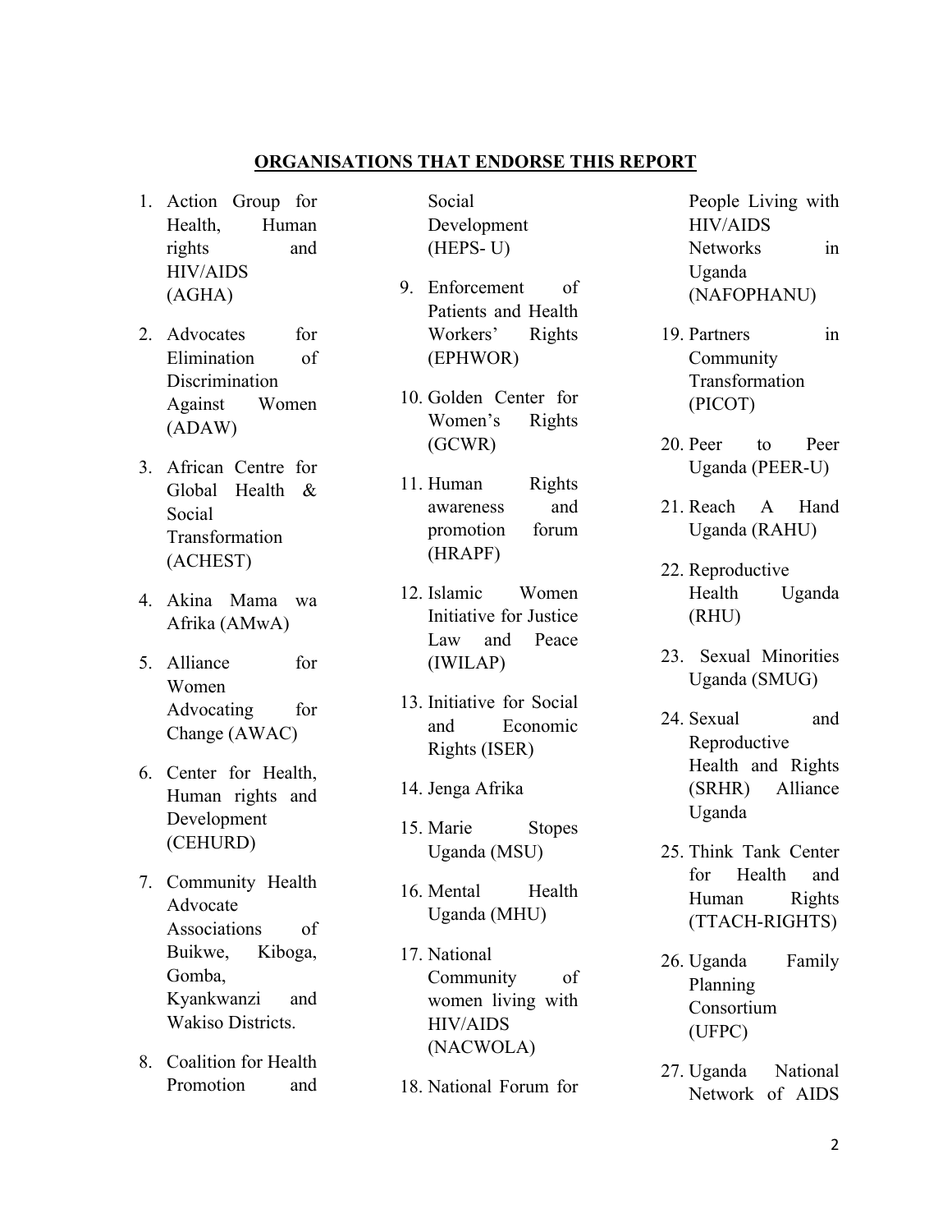## ORGANISATIONS THAT ENDORSE THIS REPORT

1. Action Group for Health, Human rights and HIV/AIDS (AGHA)
2. Advocates for Elimination of Discrimination Against Women (ADAW)
3. African Centre for Global Health & Social Transformation (ACHEST)
4. Akina Mama wa Afrika (AMwA)
5. Alliance for Women Advocating for Change (AWAC)
6. Center for Health, Human rights and Development (CEHURD)
7. Community Health Advocate Associations of Buikwe, Kiboga, Gomba, Kyankwanzi and Wakiso Districts.
8. Coalition for Health Promotion and Social Development (HEPS- U)
9. Enforcement of Patients and Health Workers' Rights (EPHWOR)
10. Golden Center for Women's Rights (GCWR)
11. Human Rights awareness and promotion forum (HRAPF)
12. Islamic Women Initiative for Justice Law and Peace (IWILAP)
13. Initiative for Social and Economic Rights (ISER)
14. Jenga Afrika
15. Marie Stopes Uganda (MSU)
16. Mental Health Uganda (MHU)
17. National Community of women living with HIV/AIDS (NACWOLA)
18. National Forum for People Living with HIV/AIDS Networks in Uganda (NAFOPHANU)
19. Partners in Community Transformation (PICOT)
20. Peer to Peer Uganda (PEER-U)
21. Reach A Hand Uganda (RAHU)
22. Reproductive Health Uganda (RHU)
23. Sexual Minorities Uganda (SMUG)
24. Sexual and Reproductive Health and Rights (SRHR) Alliance Uganda
25. Think Tank Center for Health and Human Rights (TTACH-RIGHTS)
26. Uganda Family Planning Consortium (UFPC)
27. Uganda National Network of AIDS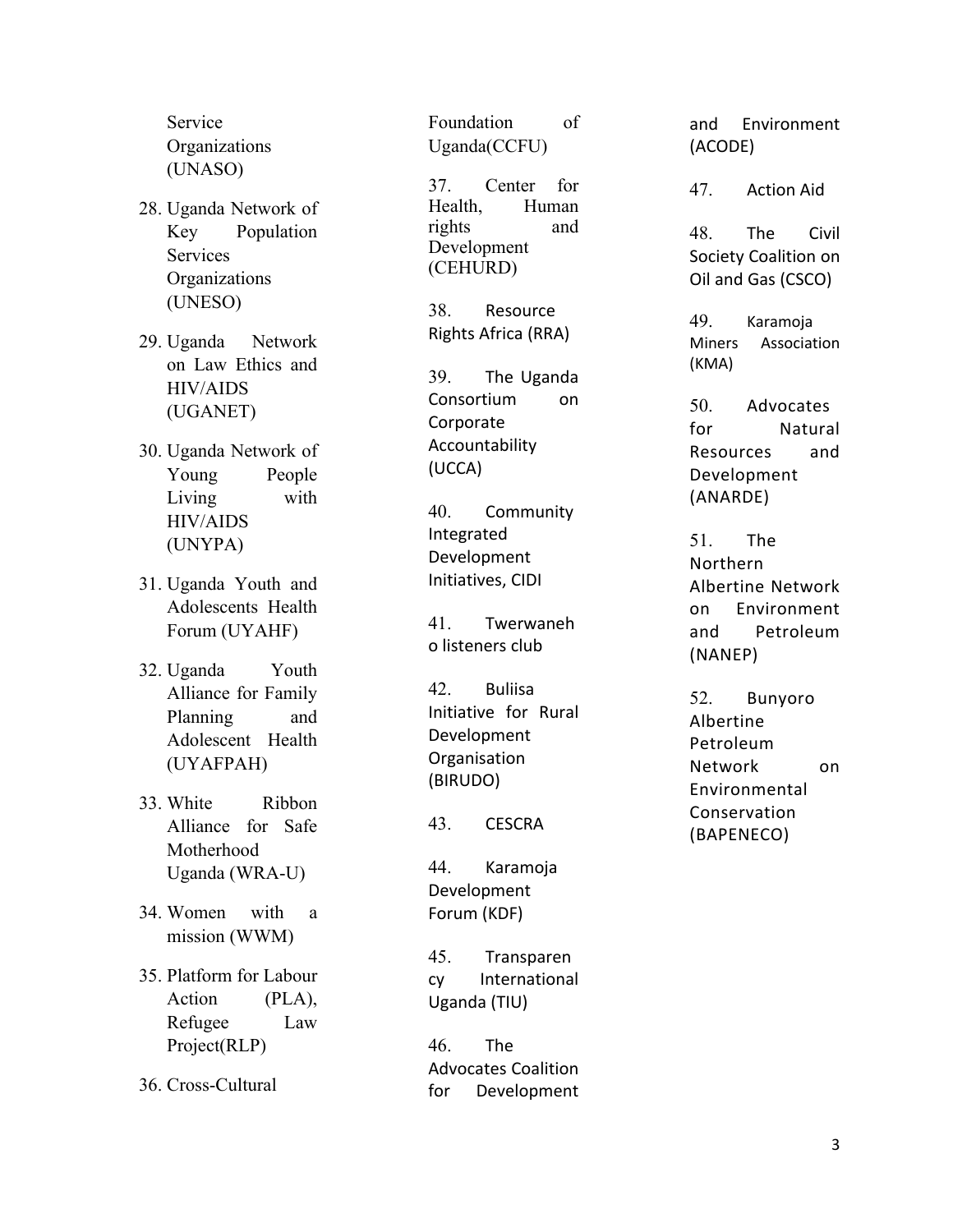Service Organizations (UNASO)

28. Uganda Network of Key Population Services Organizations (UNESO)
29. Uganda Network on Law Ethics and HIV/AIDS (UGANET)
30. Uganda Network of Young People Living with HIV/AIDS (UNYPA)
31. Uganda Youth and Adolescents Health Forum (UYAHF)
32. Uganda Youth Alliance for Family Planning and Adolescent Health (UYAFPAH)
33. White Ribbon Alliance for Safe Motherhood Uganda (WRA-U)
34. Women with a mission (WWM)
35. Platform for Labour Action (PLA), Refugee Law Project(RLP)
36. Cross-Cultural Foundation of Uganda(CCFU)
37. Center for Health, Human rights and Development (CEHURD)
38. Resource Rights Africa (RRA)
39. The Uganda Consortium on Corporate Accountability (UCCA)
40. Community Integrated Development Initiatives, CIDI
41. Twerwaneho listeners club
42. Buliisa Initiative for Rural Development Organisation (BIRUDO)
43. CESCRA
44. Karamoja Development Forum (KDF)
45. Transparency International Uganda (TIU)
46. The Advocates Coalition for Development and Environment (ACODE)
47. Action Aid
48. The Civil Society Coalition on Oil and Gas (CSCO)
49. Karamoja Miners Association (KMA)
50. Advocates for Natural Resources and Development (ANARDE)
51. The Northern Albertine Network on Environment and Petroleum (NANEP)
52. Bunyoro Albertine Petroleum Network on Environmental Conservation (BAPENECO)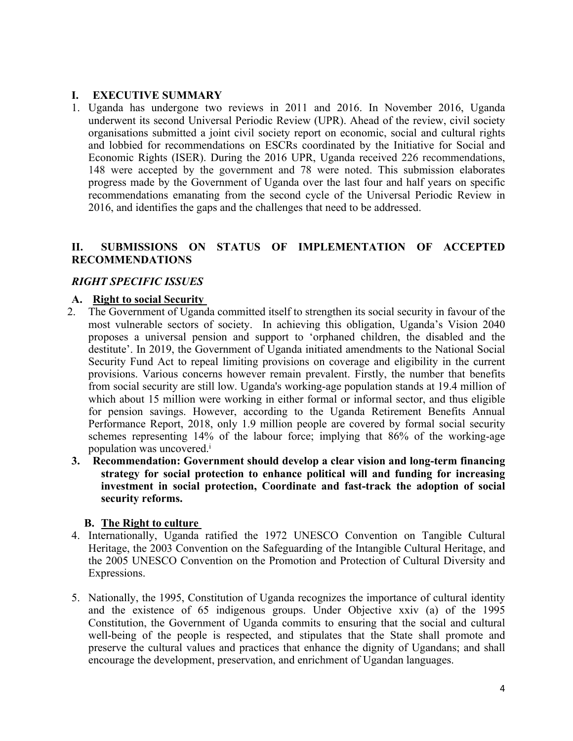## I. EXECUTIVE SUMMARY

1. Uganda has undergone two reviews in 2011 and 2016. In November 2016, Uganda underwent its second Universal Periodic Review (UPR). Ahead of the review, civil society organisations submitted a joint civil society report on economic, social and cultural rights and lobbied for recommendations on ESCRs coordinated by the Initiative for Social and Economic Rights (ISER). During the 2016 UPR, Uganda received 226 recommendations, 148 were accepted by the government and 78 were noted. This submission elaborates progress made by the Government of Uganda over the last four and half years on specific recommendations emanating from the second cycle of the Universal Periodic Review in 2016, and identifies the gaps and the challenges that need to be addressed.

## II. SUBMISSIONS ON STATUS OF IMPLEMENTATION OF ACCEPTED RECOMMENDATIONS

### *RIGHT SPECIFIC ISSUES*

#### A. Right to social Security

2. The Government of Uganda committed itself to strengthen its social security in favour of the most vulnerable sectors of society. In achieving this obligation, Uganda's Vision 2040 proposes a universal pension and support to 'orphaned children, the disabled and the destitute'. In 2019, the Government of Uganda initiated amendments to the National Social Security Fund Act to repeal limiting provisions on coverage and eligibility in the current provisions. Various concerns however remain prevalent. Firstly, the number that benefits from social security are still low. Uganda's working-age population stands at 19.4 million of which about 15 million were working in either formal or informal sector, and thus eligible for pension savings. However, according to the Uganda Retirement Benefits Annual Performance Report, 2018, only 1.9 million people are covered by formal social security schemes representing 14% of the labour force; implying that 86% of the working-age population was uncovered.[i]

3. **Recommendation: Government should develop a clear vision and long-term financing strategy for social protection to enhance political will and funding for increasing investment in social protection, Coordinate and fast-track the adoption of social security reforms.**

#### B. The Right to culture

4. Internationally, Uganda ratified the 1972 UNESCO Convention on Tangible Cultural Heritage, the 2003 Convention on the Safeguarding of the Intangible Cultural Heritage, and the 2005 UNESCO Convention on the Promotion and Protection of Cultural Diversity and Expressions.

5. Nationally, the 1995, Constitution of Uganda recognizes the importance of cultural identity and the existence of 65 indigenous groups. Under Objective xxiv (a) of the 1995 Constitution, the Government of Uganda commits to ensuring that the social and cultural well-being of the people is respected, and stipulates that the State shall promote and preserve the cultural values and practices that enhance the dignity of Ugandans; and shall encourage the development, preservation, and enrichment of Ugandan languages.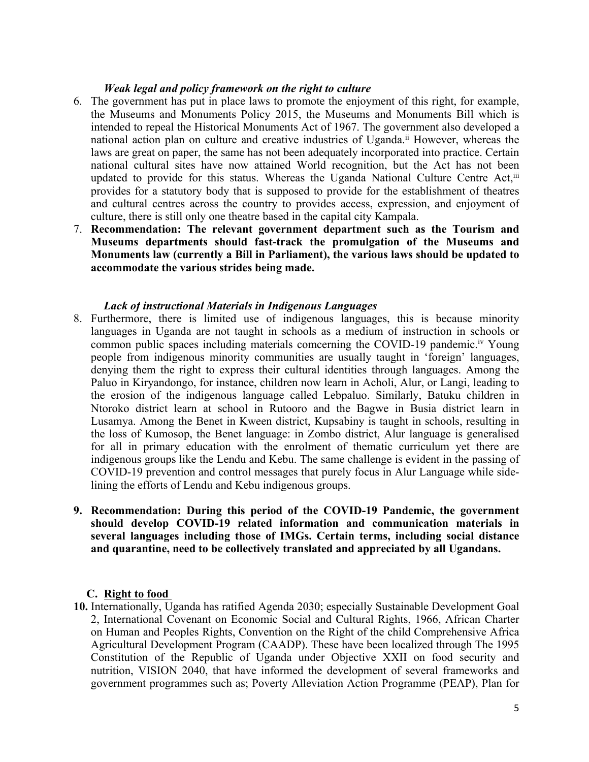***Weak legal and policy framework on the right to culture***

6. The government has put in place laws to promote the enjoyment of this right, for example, the Museums and Monuments Policy 2015, the Museums and Monuments Bill which is intended to repeal the Historical Monuments Act of 1967. The government also developed a national action plan on culture and creative industries of Uganda.[ii] However, whereas the laws are great on paper, the same has not been adequately incorporated into practice. Certain national cultural sites have now attained World recognition, but the Act has not been updated to provide for this status. Whereas the Uganda National Culture Centre Act,[iii] provides for a statutory body that is supposed to provide for the establishment of theatres and cultural centres across the country to provides access, expression, and enjoyment of culture, there is still only one theatre based in the capital city Kampala.
7. **Recommendation: The relevant government department such as the Tourism and Museums departments should fast-track the promulgation of the Museums and Monuments law (currently a Bill in Parliament), the various laws should be updated to accommodate the various strides being made.**

***Lack of instructional Materials in Indigenous Languages***

8. Furthermore, there is limited use of indigenous languages, this is because minority languages in Uganda are not taught in schools as a medium of instruction in schools or common public spaces including materials comcerning the COVID-19 pandemic.[iv] Young people from indigenous minority communities are usually taught in 'foreign' languages, denying them the right to express their cultural identities through languages. Among the Paluo in Kiryandongo, for instance, children now learn in Acholi, Alur, or Langi, leading to the erosion of the indigenous language called Lebpaluo. Similarly, Batuku children in Ntoroko district learn at school in Rutooro and the Bagwe in Busia district learn in Lusamya. Among the Benet in Kween district, Kupsabiny is taught in schools, resulting in the loss of Kumosop, the Benet language: in Zombo district, Alur language is generalised for all in primary education with the enrolment of thematic curriculum yet there are indigenous groups like the Lendu and Kebu. The same challenge is evident in the passing of COVID-19 prevention and control messages that purely focus in Alur Language while side-lining the efforts of Lendu and Kebu indigenous groups.

9. **Recommendation: During this period of the COVID-19 Pandemic, the government should develop COVID-19 related information and communication materials in several languages including those of IMGs. Certain terms, including social distance and quarantine, need to be collectively translated and appreciated by all Ugandans.**

## C. Right to food

10. Internationally, Uganda has ratified Agenda 2030; especially Sustainable Development Goal 2, International Covenant on Economic Social and Cultural Rights, 1966, African Charter on Human and Peoples Rights, Convention on the Right of the child Comprehensive Africa Agricultural Development Program (CAADP). These have been localized through The 1995 Constitution of the Republic of Uganda under Objective XXII on food security and nutrition, VISION 2040, that have informed the development of several frameworks and government programmes such as; Poverty Alleviation Action Programme (PEAP), Plan for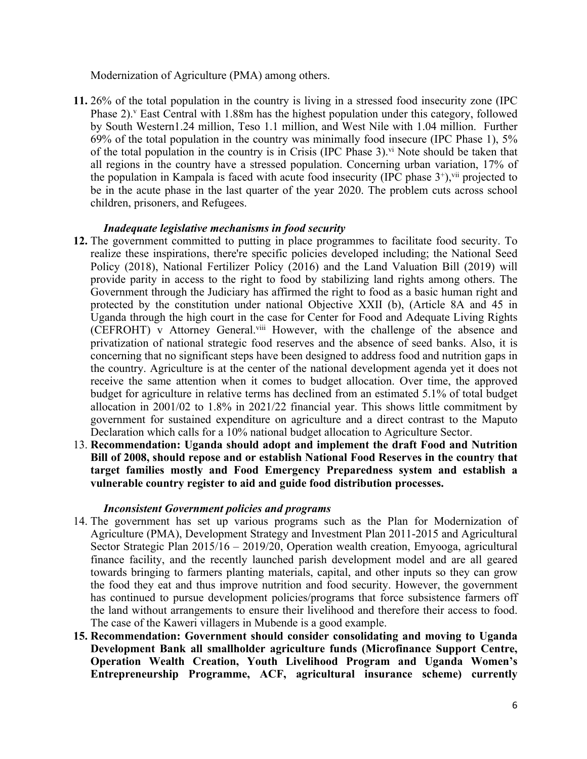Modernization of Agriculture (PMA) among others.

**11.** 26% of the total population in the country is living in a stressed food insecurity zone (IPC Phase 2).[v] East Central with 1.88m has the highest population under this category, followed by South Western1.24 million, Teso 1.1 million, and West Nile with 1.04 million. Further 69% of the total population in the country was minimally food insecure (IPC Phase 1), 5% of the total population in the country is in Crisis (IPC Phase 3).[vi] Note should be taken that all regions in the country have a stressed population. Concerning urban variation, 17% of the population in Kampala is faced with acute food insecurity (IPC phase 3+),[vii] projected to be in the acute phase in the last quarter of the year 2020. The problem cuts across school children, prisoners, and Refugees.

***Inadequate legislative mechanisms in food security***

**12.** The government committed to putting in place programmes to facilitate food security. To realize these inspirations, there're specific policies developed including; the National Seed Policy (2018), National Fertilizer Policy (2016) and the Land Valuation Bill (2019) will provide parity in access to the right to food by stabilizing land rights among others. The Government through the Judiciary has affirmed the right to food as a basic human right and protected by the constitution under national Objective XXII (b), (Article 8A and 45 in Uganda through the high court in the case for Center for Food and Adequate Living Rights (CEFROHT) v Attorney General.[viii] However, with the challenge of the absence and privatization of national strategic food reserves and the absence of seed banks. Also, it is concerning that no significant steps have been designed to address food and nutrition gaps in the country. Agriculture is at the center of the national development agenda yet it does not receive the same attention when it comes to budget allocation. Over time, the approved budget for agriculture in relative terms has declined from an estimated 5.1% of total budget allocation in 2001/02 to 1.8% in 2021/22 financial year. This shows little commitment by government for sustained expenditure on agriculture and a direct contrast to the Maputo Declaration which calls for a 10% national budget allocation to Agriculture Sector.

13. **Recommendation: Uganda should adopt and implement the draft Food and Nutrition Bill of 2008, should repose and or establish National Food Reserves in the country that target families mostly and Food Emergency Preparedness system and establish a vulnerable country register to aid and guide food distribution processes.**

***Inconsistent Government policies and programs***

14. The government has set up various programs such as the Plan for Modernization of Agriculture (PMA), Development Strategy and Investment Plan 2011-2015 and Agricultural Sector Strategic Plan 2015/16 – 2019/20, Operation wealth creation, Emyooga, agricultural finance facility, and the recently launched parish development model and are all geared towards bringing to farmers planting materials, capital, and other inputs so they can grow the food they eat and thus improve nutrition and food security. However, the government has continued to pursue development policies/programs that force subsistence farmers off the land without arrangements to ensure their livelihood and therefore their access to food. The case of the Kaweri villagers in Mubende is a good example.

**15. Recommendation: Government should consider consolidating and moving to Uganda Development Bank all smallholder agriculture funds (Microfinance Support Centre, Operation Wealth Creation, Youth Livelihood Program and Uganda Women's Entrepreneurship Programme, ACF, agricultural insurance scheme) currently**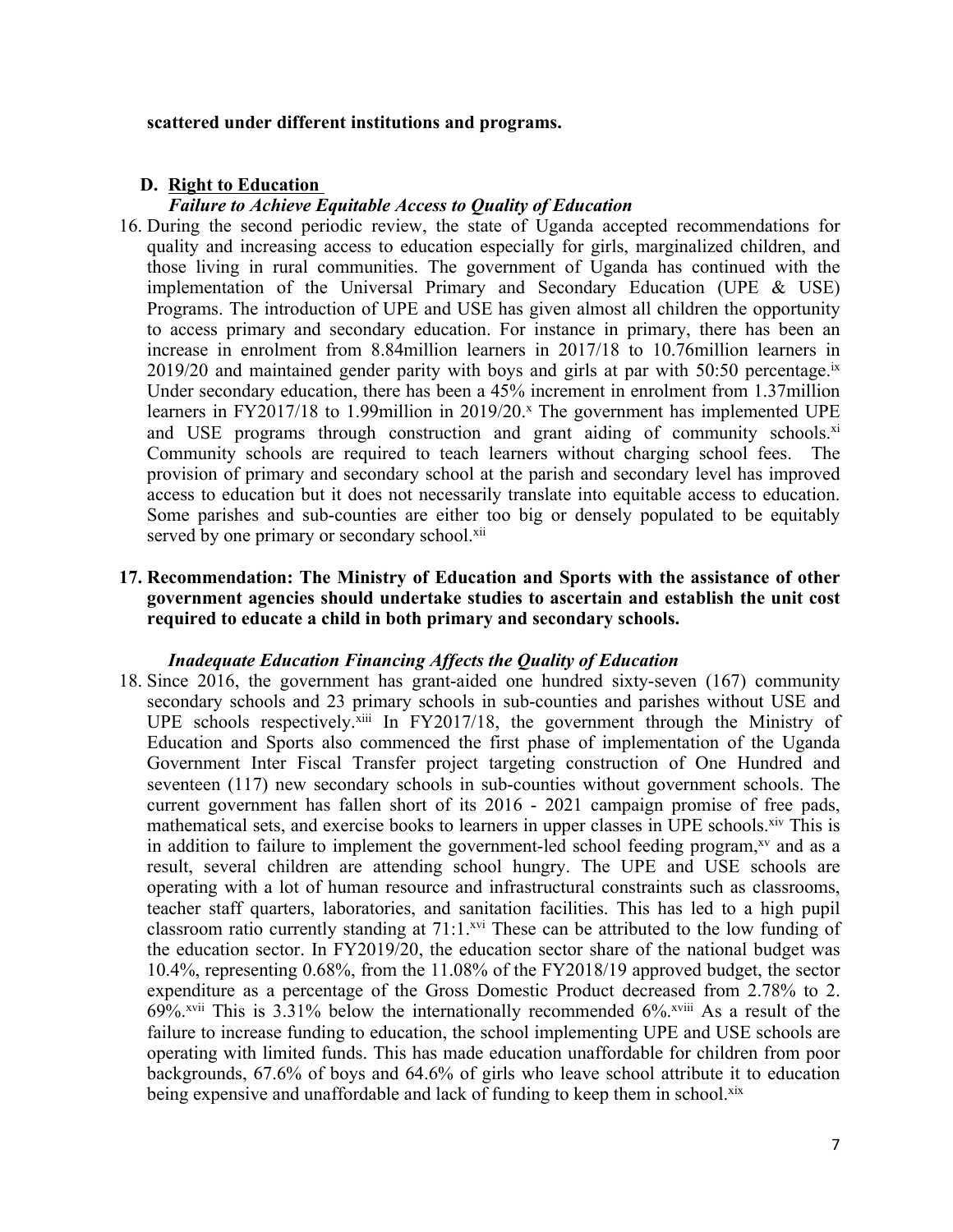**scattered under different institutions and programs.**

## D. Right to Education

### *Failure to Achieve Equitable Access to Quality of Education*

16. During the second periodic review, the state of Uganda accepted recommendations for quality and increasing access to education especially for girls, marginalized children, and those living in rural communities. The government of Uganda has continued with the implementation of the Universal Primary and Secondary Education (UPE & USE) Programs. The introduction of UPE and USE has given almost all children the opportunity to access primary and secondary education. For instance in primary, there has been an increase in enrolment from 8.84million learners in 2017/18 to 10.76million learners in 2019/20 and maintained gender parity with boys and girls at par with 50:50 percentage.[ix] Under secondary education, there has been a 45% increment in enrolment from 1.37million learners in FY2017/18 to 1.99million in 2019/20.[x] The government has implemented UPE and USE programs through construction and grant aiding of community schools.[xi] Community schools are required to teach learners without charging school fees. The provision of primary and secondary school at the parish and secondary level has improved access to education but it does not necessarily translate into equitable access to education. Some parishes and sub-counties are either too big or densely populated to be equitably served by one primary or secondary school.[xii]

17. **Recommendation: The Ministry of Education and Sports with the assistance of other government agencies should undertake studies to ascertain and establish the unit cost required to educate a child in both primary and secondary schools.**

### *Inadequate Education Financing Affects the Quality of Education*

18. Since 2016, the government has grant-aided one hundred sixty-seven (167) community secondary schools and 23 primary schools in sub-counties and parishes without USE and UPE schools respectively.[xiii] In FY2017/18, the government through the Ministry of Education and Sports also commenced the first phase of implementation of the Uganda Government Inter Fiscal Transfer project targeting construction of One Hundred and seventeen (117) new secondary schools in sub-counties without government schools. The current government has fallen short of its 2016 - 2021 campaign promise of free pads, mathematical sets, and exercise books to learners in upper classes in UPE schools.[xiv] This is in addition to failure to implement the government-led school feeding program,[xv] and as a result, several children are attending school hungry. The UPE and USE schools are operating with a lot of human resource and infrastructural constraints such as classrooms, teacher staff quarters, laboratories, and sanitation facilities. This has led to a high pupil classroom ratio currently standing at 71:1.[xvi] These can be attributed to the low funding of the education sector. In FY2019/20, the education sector share of the national budget was 10.4%, representing 0.68%, from the 11.08% of the FY2018/19 approved budget, the sector expenditure as a percentage of the Gross Domestic Product decreased from 2.78% to 2. 69%.[xvii] This is 3.31% below the internationally recommended 6%.[xviii] As a result of the failure to increase funding to education, the school implementing UPE and USE schools are operating with limited funds. This has made education unaffordable for children from poor backgrounds, 67.6% of boys and 64.6% of girls who leave school attribute it to education being expensive and unaffordable and lack of funding to keep them in school.[xix]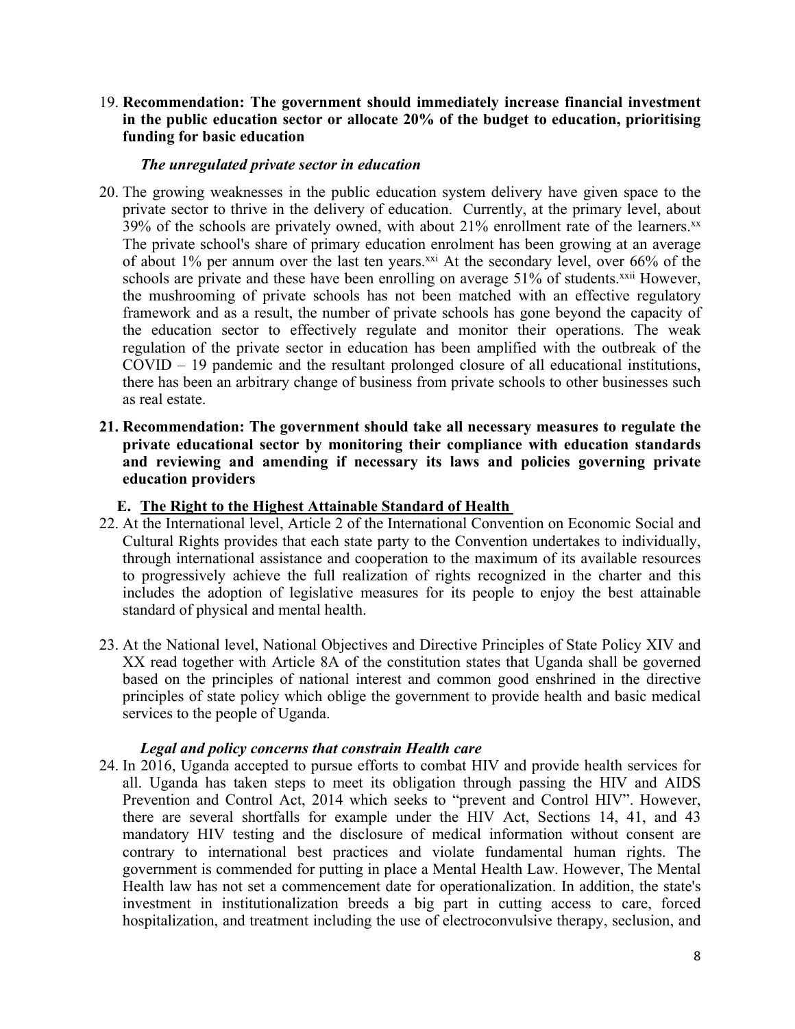19. **Recommendation: The government should immediately increase financial investment in the public education sector or allocate 20% of the budget to education, prioritising funding for basic education**

*The unregulated private sector in education*

20. The growing weaknesses in the public education system delivery have given space to the private sector to thrive in the delivery of education. Currently, at the primary level, about 39% of the schools are privately owned, with about 21% enrollment rate of the learners.[xx] The private school's share of primary education enrolment has been growing at an average of about 1% per annum over the last ten years.[xxi] At the secondary level, over 66% of the schools are private and these have been enrolling on average 51% of students.[xxii] However, the mushrooming of private schools has not been matched with an effective regulatory framework and as a result, the number of private schools has gone beyond the capacity of the education sector to effectively regulate and monitor their operations. The weak regulation of the private sector in education has been amplified with the outbreak of the COVID – 19 pandemic and the resultant prolonged closure of all educational institutions, there has been an arbitrary change of business from private schools to other businesses such as real estate.

21. **Recommendation: The government should take all necessary measures to regulate the private educational sector by monitoring their compliance with education standards and reviewing and amending if necessary its laws and policies governing private education providers**

## E. The Right to the Highest Attainable Standard of Health

22. At the International level, Article 2 of the International Convention on Economic Social and Cultural Rights provides that each state party to the Convention undertakes to individually, through international assistance and cooperation to the maximum of its available resources to progressively achieve the full realization of rights recognized in the charter and this includes the adoption of legislative measures for its people to enjoy the best attainable standard of physical and mental health.

23. At the National level, National Objectives and Directive Principles of State Policy XIV and XX read together with Article 8A of the constitution states that Uganda shall be governed based on the principles of national interest and common good enshrined in the directive principles of state policy which oblige the government to provide health and basic medical services to the people of Uganda.

*Legal and policy concerns that constrain Health care*

24. In 2016, Uganda accepted to pursue efforts to combat HIV and provide health services for all. Uganda has taken steps to meet its obligation through passing the HIV and AIDS Prevention and Control Act, 2014 which seeks to "prevent and Control HIV". However, there are several shortfalls for example under the HIV Act, Sections 14, 41, and 43 mandatory HIV testing and the disclosure of medical information without consent are contrary to international best practices and violate fundamental human rights. The government is commended for putting in place a Mental Health Law. However, The Mental Health law has not set a commencement date for operationalization. In addition, the state's investment in institutionalization breeds a big part in cutting access to care, forced hospitalization, and treatment including the use of electroconvulsive therapy, seclusion, and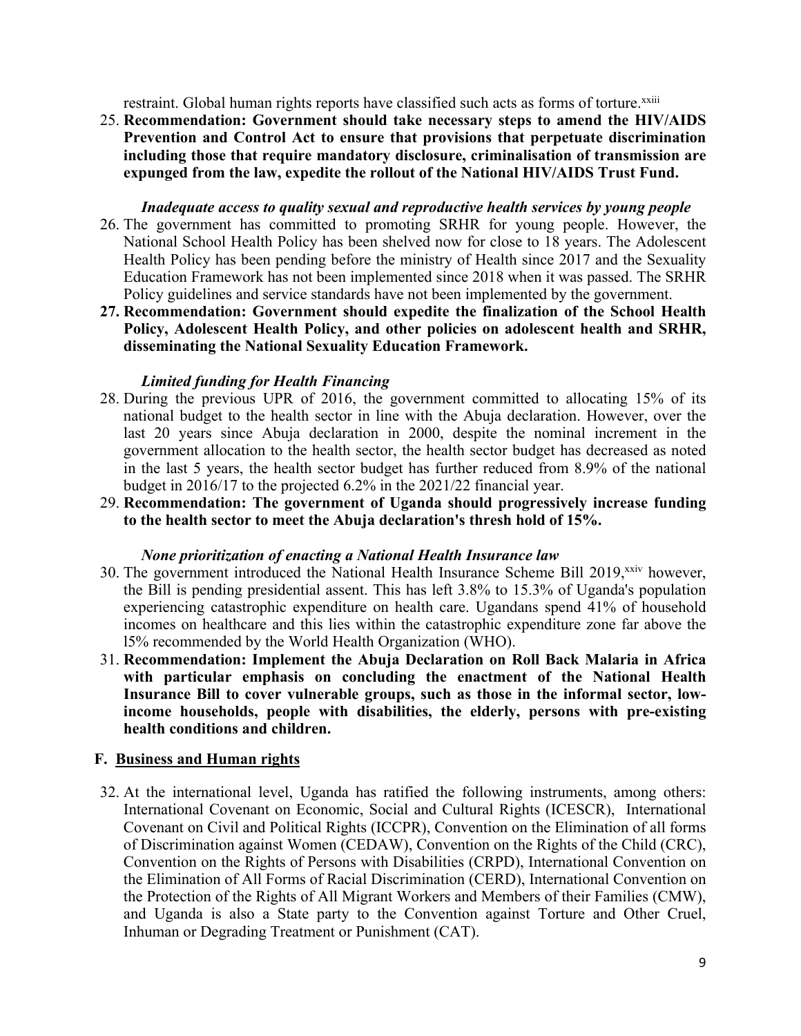restraint. Global human rights reports have classified such acts as forms of torture.[xxiii]

25. **Recommendation: Government should take necessary steps to amend the HIV/AIDS Prevention and Control Act to ensure that provisions that perpetuate discrimination including those that require mandatory disclosure, criminalisation of transmission are expunged from the law, expedite the rollout of the National HIV/AIDS Trust Fund.**

***Inadequate access to quality sexual and reproductive health services by young people***

26. The government has committed to promoting SRHR for young people. However, the National School Health Policy has been shelved now for close to 18 years. The Adolescent Health Policy has been pending before the ministry of Health since 2017 and the Sexuality Education Framework has not been implemented since 2018 when it was passed. The SRHR Policy guidelines and service standards have not been implemented by the government.
27. **Recommendation: Government should expedite the finalization of the School Health Policy, Adolescent Health Policy, and other policies on adolescent health and SRHR, disseminating the National Sexuality Education Framework.**

***Limited funding for Health Financing***

28. During the previous UPR of 2016, the government committed to allocating 15% of its national budget to the health sector in line with the Abuja declaration. However, over the last 20 years since Abuja declaration in 2000, despite the nominal increment in the government allocation to the health sector, the health sector budget has decreased as noted in the last 5 years, the health sector budget has further reduced from 8.9% of the national budget in 2016/17 to the projected 6.2% in the 2021/22 financial year.
29. **Recommendation: The government of Uganda should progressively increase funding to the health sector to meet the Abuja declaration's thresh hold of 15%.**

***None prioritization of enacting a National Health Insurance law***

30. The government introduced the National Health Insurance Scheme Bill 2019,[xxiv] however, the Bill is pending presidential assent. This has left 3.8% to 15.3% of Uganda's population experiencing catastrophic expenditure on health care. Ugandans spend 41% of household incomes on healthcare and this lies within the catastrophic expenditure zone far above the l5% recommended by the World Health Organization (WHO).
31. **Recommendation: Implement the Abuja Declaration on Roll Back Malaria in Africa with particular emphasis on concluding the enactment of the National Health Insurance Bill to cover vulnerable groups, such as those in the informal sector, low-income households, people with disabilities, the elderly, persons with pre-existing health conditions and children.**

## F. Business and Human rights

32. At the international level, Uganda has ratified the following instruments, among others: International Covenant on Economic, Social and Cultural Rights (ICESCR), International Covenant on Civil and Political Rights (ICCPR), Convention on the Elimination of all forms of Discrimination against Women (CEDAW), Convention on the Rights of the Child (CRC), Convention on the Rights of Persons with Disabilities (CRPD), International Convention on the Elimination of All Forms of Racial Discrimination (CERD), International Convention on the Protection of the Rights of All Migrant Workers and Members of their Families (CMW), and Uganda is also a State party to the Convention against Torture and Other Cruel, Inhuman or Degrading Treatment or Punishment (CAT).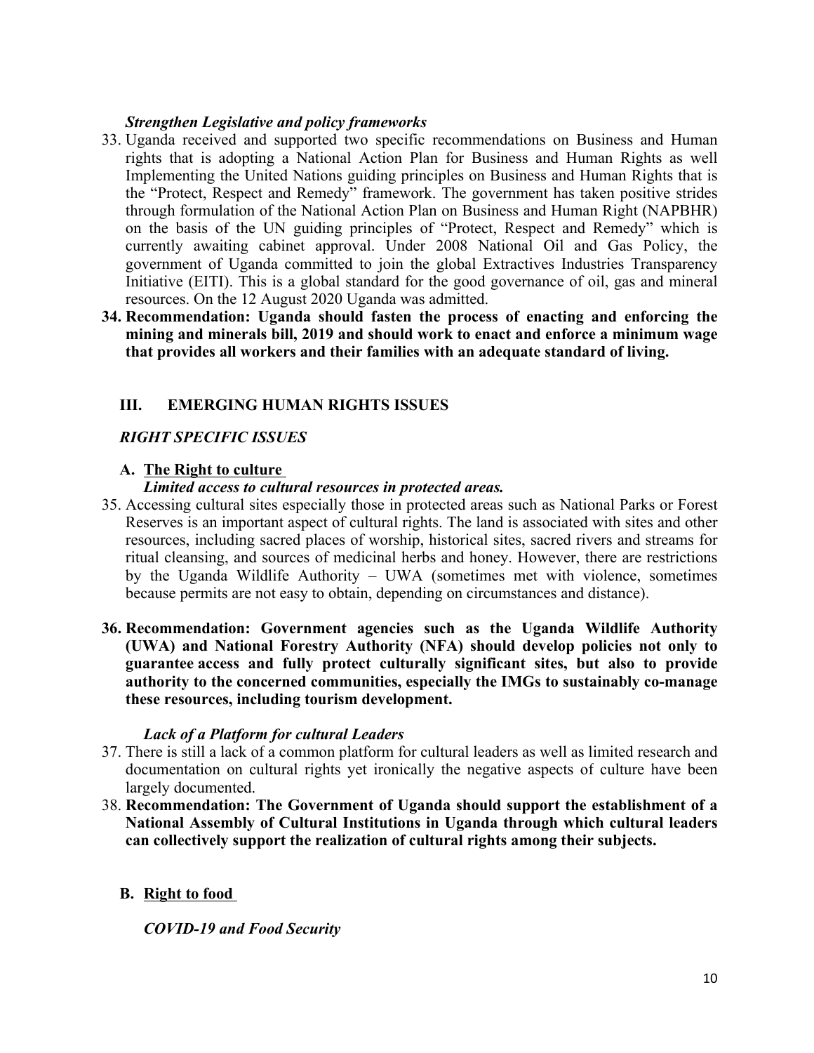***Strengthen Legislative and policy frameworks***

33. Uganda received and supported two specific recommendations on Business and Human rights that is adopting a National Action Plan for Business and Human Rights as well Implementing the United Nations guiding principles on Business and Human Rights that is the "Protect, Respect and Remedy" framework. The government has taken positive strides through formulation of the National Action Plan on Business and Human Right (NAPBHR) on the basis of the UN guiding principles of "Protect, Respect and Remedy" which is currently awaiting cabinet approval. Under 2008 National Oil and Gas Policy, the government of Uganda committed to join the global Extractives Industries Transparency Initiative (EITI). This is a global standard for the good governance of oil, gas and mineral resources. On the 12 August 2020 Uganda was admitted.

**34. Recommendation: Uganda should fasten the process of enacting and enforcing the mining and minerals bill, 2019 and should work to enact and enforce a minimum wage that provides all workers and their families with an adequate standard of living.**

## III. EMERGING HUMAN RIGHTS ISSUES

### *RIGHT SPECIFIC ISSUES*

#### A. <u>The Right to culture</u>

***Limited access to cultural resources in protected areas.***

35. Accessing cultural sites especially those in protected areas such as National Parks or Forest Reserves is an important aspect of cultural rights. The land is associated with sites and other resources, including sacred places of worship, historical sites, sacred rivers and streams for ritual cleansing, and sources of medicinal herbs and honey. However, there are restrictions by the Uganda Wildlife Authority – UWA (sometimes met with violence, sometimes because permits are not easy to obtain, depending on circumstances and distance).

**36. Recommendation: Government agencies such as the Uganda Wildlife Authority (UWA) and National Forestry Authority (NFA) should develop policies not only to guarantee access and fully protect culturally significant sites, but also to provide authority to the concerned communities, especially the IMGs to sustainably co-manage these resources, including tourism development.**

***Lack of a Platform for cultural Leaders***

37. There is still a lack of a common platform for cultural leaders as well as limited research and documentation on cultural rights yet ironically the negative aspects of culture have been largely documented.

38. **Recommendation: The Government of Uganda should support the establishment of a National Assembly of Cultural Institutions in Uganda through which cultural leaders can collectively support the realization of cultural rights among their subjects.**

#### B. <u>Right to food</u>

***COVID-19 and Food Security***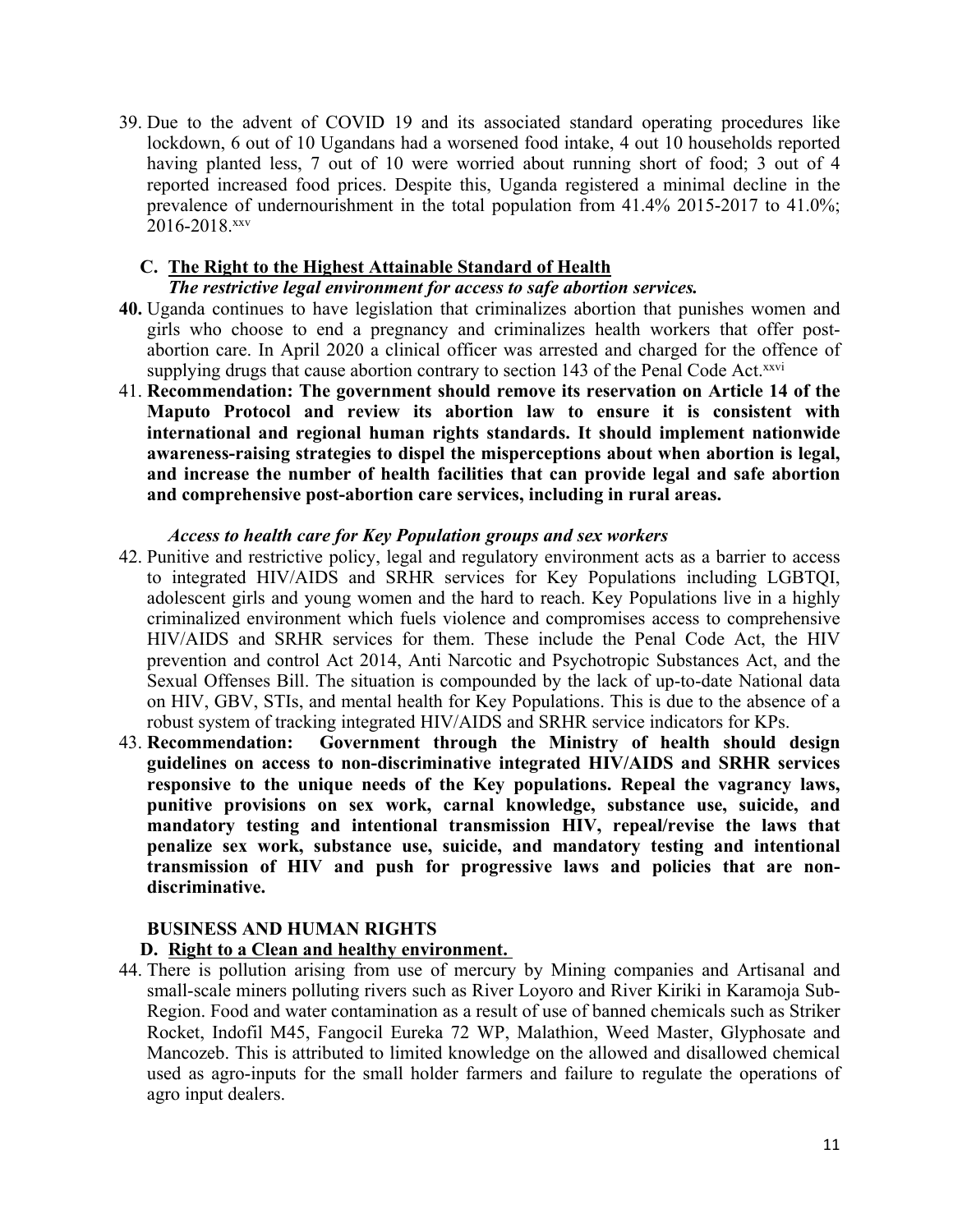39. Due to the advent of COVID 19 and its associated standard operating procedures like lockdown, 6 out of 10 Ugandans had a worsened food intake, 4 out 10 households reported having planted less, 7 out of 10 were worried about running short of food; 3 out of 4 reported increased food prices. Despite this, Uganda registered a minimal decline in the prevalence of undernourishment in the total population from 41.4% 2015-2017 to 41.0%; 2016-2018.[xxv]

### C. The Right to the Highest Attainable Standard of Health

***The restrictive legal environment for access to safe abortion services.***

**40.** Uganda continues to have legislation that criminalizes abortion that punishes women and girls who choose to end a pregnancy and criminalizes health workers that offer post-abortion care. In April 2020 a clinical officer was arrested and charged for the offence of supplying drugs that cause abortion contrary to section 143 of the Penal Code Act.[xxvi]

41. **Recommendation: The government should remove its reservation on Article 14 of the Maputo Protocol and review its abortion law to ensure it is consistent with international and regional human rights standards. It should implement nationwide awareness-raising strategies to dispel the misperceptions about when abortion is legal, and increase the number of health facilities that can provide legal and safe abortion and comprehensive post-abortion care services, including in rural areas.**

***Access to health care for Key Population groups and sex workers***

42. Punitive and restrictive policy, legal and regulatory environment acts as a barrier to access to integrated HIV/AIDS and SRHR services for Key Populations including LGBTQI, adolescent girls and young women and the hard to reach. Key Populations live in a highly criminalized environment which fuels violence and compromises access to comprehensive HIV/AIDS and SRHR services for them. These include the Penal Code Act, the HIV prevention and control Act 2014, Anti Narcotic and Psychotropic Substances Act, and the Sexual Offenses Bill. The situation is compounded by the lack of up-to-date National data on HIV, GBV, STIs, and mental health for Key Populations. This is due to the absence of a robust system of tracking integrated HIV/AIDS and SRHR service indicators for KPs.

43. **Recommendation: Government through the Ministry of health should design guidelines on access to non-discriminative integrated HIV/AIDS and SRHR services responsive to the unique needs of the Key populations. Repeal the vagrancy laws, punitive provisions on sex work, carnal knowledge, substance use, suicide, and mandatory testing and intentional transmission HIV, repeal/revise the laws that penalize sex work, substance use, suicide, and mandatory testing and intentional transmission of HIV and push for progressive laws and policies that are non-discriminative.**

## BUSINESS AND HUMAN RIGHTS

### D. Right to a Clean and healthy environment.

44. There is pollution arising from use of mercury by Mining companies and Artisanal and small-scale miners polluting rivers such as River Loyoro and River Kiriki in Karamoja Sub-Region. Food and water contamination as a result of use of banned chemicals such as Striker Rocket, Indofil M45, Fangocil Eureka 72 WP, Malathion, Weed Master, Glyphosate and Mancozeb. This is attributed to limited knowledge on the allowed and disallowed chemical used as agro-inputs for the small holder farmers and failure to regulate the operations of agro input dealers.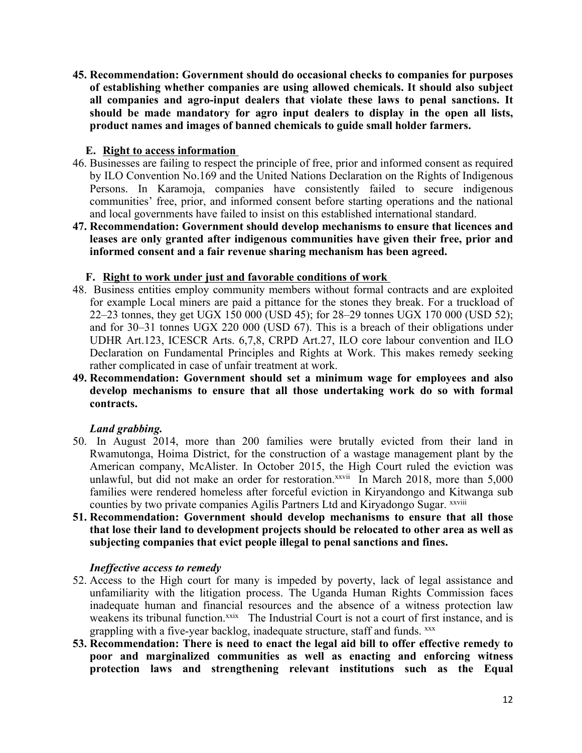**45. Recommendation: Government should do occasional checks to companies for purposes of establishing whether companies are using allowed chemicals. It should also subject all companies and agro-input dealers that violate these laws to penal sanctions. It should be made mandatory for agro input dealers to display in the open all lists, product names and images of banned chemicals to guide small holder farmers.**

**E. <u>Right to access information</u>**

46. Businesses are failing to respect the principle of free, prior and informed consent as required by ILO Convention No.169 and the United Nations Declaration on the Rights of Indigenous Persons. In Karamoja, companies have consistently failed to secure indigenous communities' free, prior, and informed consent before starting operations and the national and local governments have failed to insist on this established international standard.

**47. Recommendation: Government should develop mechanisms to ensure that licences and leases are only granted after indigenous communities have given their free, prior and informed consent and a fair revenue sharing mechanism has been agreed.**

**F. <u>Right to work under just and favorable conditions of work</u>**

48. Business entities employ community members without formal contracts and are exploited for example Local miners are paid a pittance for the stones they break. For a truckload of 22–23 tonnes, they get UGX 150 000 (USD 45); for 28–29 tonnes UGX 170 000 (USD 52); and for 30–31 tonnes UGX 220 000 (USD 67). This is a breach of their obligations under UDHR Art.123, ICESCR Arts. 6,7,8, CRPD Art.27, ILO core labour convention and ILO Declaration on Fundamental Principles and Rights at Work. This makes remedy seeking rather complicated in case of unfair treatment at work.

**49. Recommendation: Government should set a minimum wage for employees and also develop mechanisms to ensure that all those undertaking work do so with formal contracts.**

***Land grabbing.***

50. In August 2014, more than 200 families were brutally evicted from their land in Rwamutonga, Hoima District, for the construction of a wastage management plant by the American company, McAlister. In October 2015, the High Court ruled the eviction was unlawful, but did not make an order for restoration.[xxvii] In March 2018, more than 5,000 families were rendered homeless after forceful eviction in Kiryandongo and Kitwanga sub counties by two private companies Agilis Partners Ltd and Kiryadongo Sugar. [xxviii]

**51. Recommendation: Government should develop mechanisms to ensure that all those that lose their land to development projects should be relocated to other area as well as subjecting companies that evict people illegal to penal sanctions and fines.**

***Ineffective access to remedy***

52. Access to the High court for many is impeded by poverty, lack of legal assistance and unfamiliarity with the litigation process. The Uganda Human Rights Commission faces inadequate human and financial resources and the absence of a witness protection law weakens its tribunal function.[xxix] The Industrial Court is not a court of first instance, and is grappling with a five-year backlog, inadequate structure, staff and funds. [xxx]

**53. Recommendation: There is need to enact the legal aid bill to offer effective remedy to poor and marginalized communities as well as enacting and enforcing witness protection laws and strengthening relevant institutions such as the Equal**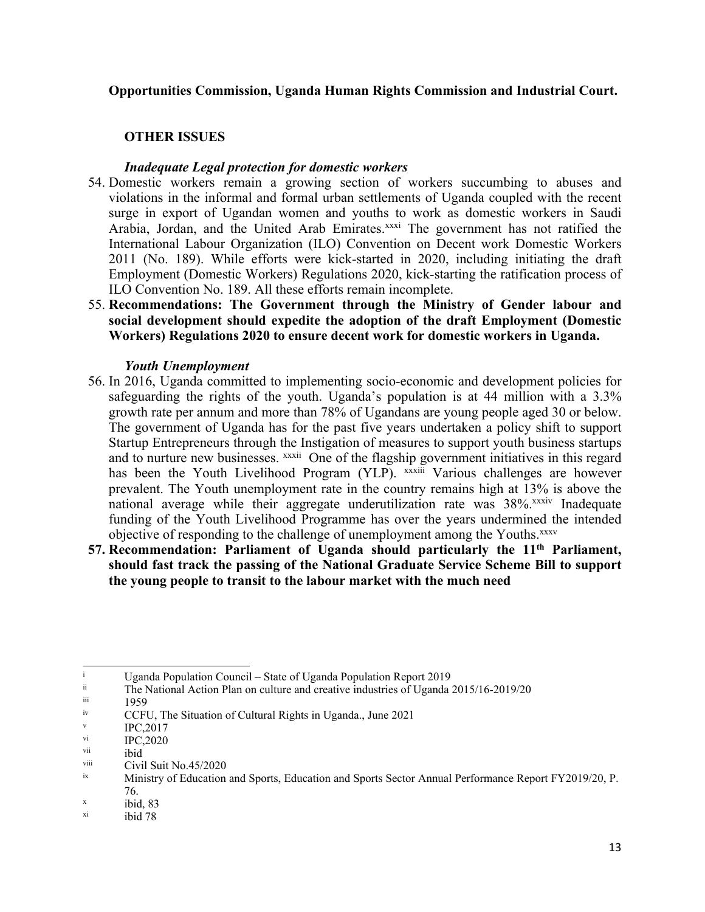**Opportunities Commission, Uganda Human Rights Commission and Industrial Court.**

## OTHER ISSUES

### *Inadequate Legal protection for domestic workers*

54. Domestic workers remain a growing section of workers succumbing to abuses and violations in the informal and formal urban settlements of Uganda coupled with the recent surge in export of Ugandan women and youths to work as domestic workers in Saudi Arabia, Jordan, and the United Arab Emirates.[xxxi] The government has not ratified the International Labour Organization (ILO) Convention on Decent work Domestic Workers 2011 (No. 189). While efforts were kick-started in 2020, including initiating the draft Employment (Domestic Workers) Regulations 2020, kick-starting the ratification process of ILO Convention No. 189. All these efforts remain incomplete.
55. **Recommendations: The Government through the Ministry of Gender labour and social development should expedite the adoption of the draft Employment (Domestic Workers) Regulations 2020 to ensure decent work for domestic workers in Uganda.**

### *Youth Unemployment*

56. In 2016, Uganda committed to implementing socio-economic and development policies for safeguarding the rights of the youth. Uganda's population is at 44 million with a 3.3% growth rate per annum and more than 78% of Ugandans are young people aged 30 or below. The government of Uganda has for the past five years undertaken a policy shift to support Startup Entrepreneurs through the Instigation of measures to support youth business startups and to nurture new businesses. [xxxii] One of the flagship government initiatives in this regard has been the Youth Livelihood Program (YLP). [xxxiii] Various challenges are however prevalent. The Youth unemployment rate in the country remains high at 13% is above the national average while their aggregate underutilization rate was 38%.[xxxiv] Inadequate funding of the Youth Livelihood Programme has over the years undermined the intended objective of responding to the challenge of unemployment among the Youths.[xxxv]
57. **Recommendation: Parliament of Uganda should particularly the 11th Parliament, should fast track the passing of the National Graduate Service Scheme Bill to support the young people to transit to the labour market with the much need**

---

i Uganda Population Council – State of Uganda Population Report 2019

ii The National Action Plan on culture and creative industries of Uganda 2015/16-2019/20

iii 1959

iv CCFU, The Situation of Cultural Rights in Uganda., June 2021

v IPC,2017

vi IPC,2020

vii ibid

viii Civil Suit No.45/2020

ix Ministry of Education and Sports, Education and Sports Sector Annual Performance Report FY2019/20, P. 76.

x ibid, 83

xi ibid 78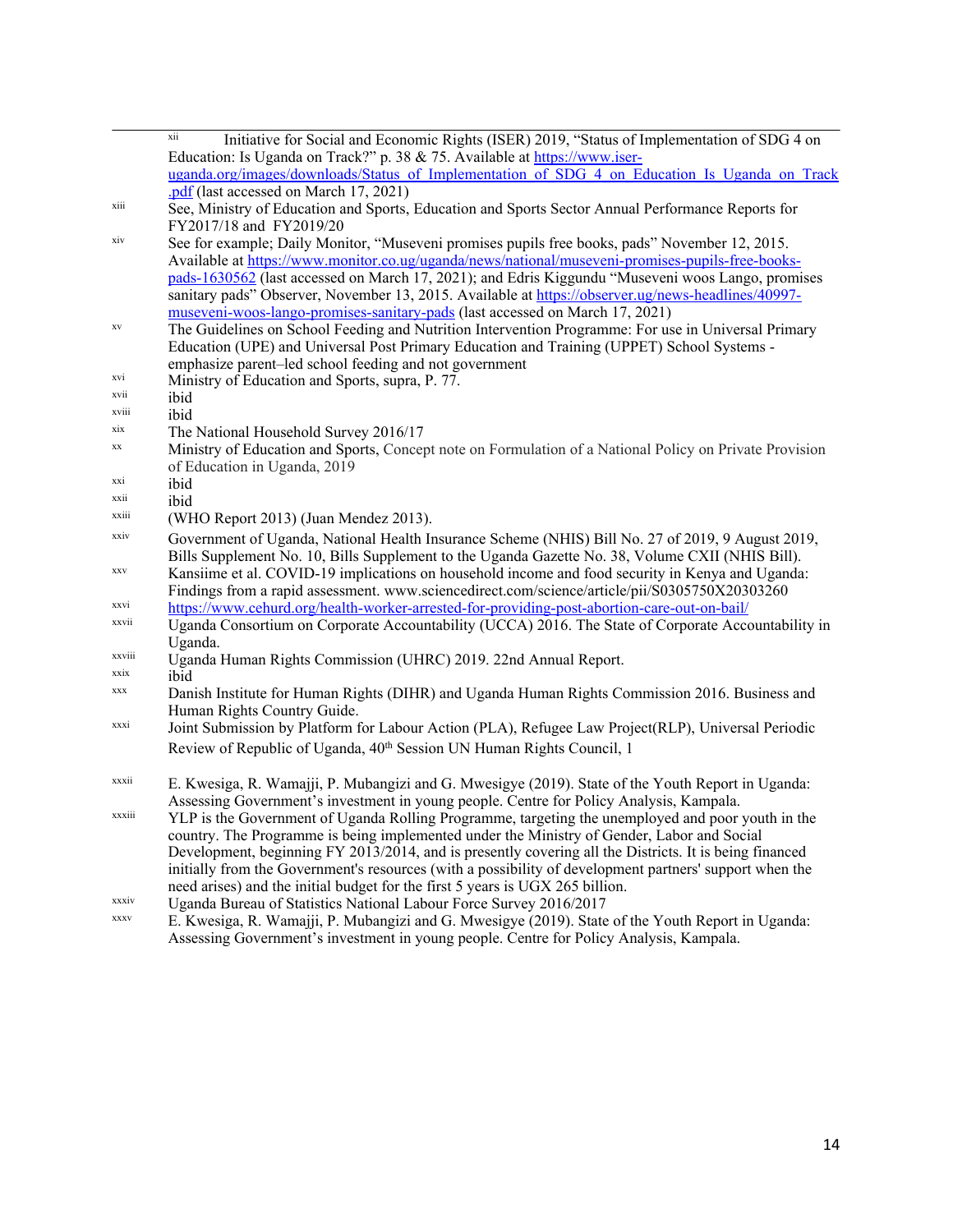---

[xii] Initiative for Social and Economic Rights (ISER) 2019, "Status of Implementation of SDG 4 on Education: Is Uganda on Track?" p. 38 & 75. Available at https://www.iser-uganda.org/images/downloads/Status_of_Implementation_of_SDG_4_on_Education_Is_Uganda_on_Track.pdf (last accessed on March 17, 2021)

[xiii] See, Ministry of Education and Sports, Education and Sports Sector Annual Performance Reports for FY2017/18 and FY2019/20

[xiv] See for example; Daily Monitor, "Museveni promises pupils free books, pads" November 12, 2015. Available at https://www.monitor.co.ug/uganda/news/national/museveni-promises-pupils-free-books-pads-1630562 (last accessed on March 17, 2021); and Edris Kiggundu "Museveni woos Lango, promises sanitary pads" Observer, November 13, 2015. Available at https://observer.ug/news-headlines/40997-museveni-woos-lango-promises-sanitary-pads (last accessed on March 17, 2021)

[xv] The Guidelines on School Feeding and Nutrition Intervention Programme: For use in Universal Primary Education (UPE) and Universal Post Primary Education and Training (UPPET) School Systems - emphasize parent–led school feeding and not government

[xvi] Ministry of Education and Sports, supra, P. 77.

[xvii] ibid

[xviii] ibid

[xix] The National Household Survey 2016/17

[xx] Ministry of Education and Sports, Concept note on Formulation of a National Policy on Private Provision of Education in Uganda, 2019

[xxi] ibid

[xxii] ibid

[xxiii] (WHO Report 2013) (Juan Mendez 2013).

[xxiv] Government of Uganda, National Health Insurance Scheme (NHIS) Bill No. 27 of 2019, 9 August 2019, Bills Supplement No. 10, Bills Supplement to the Uganda Gazette No. 38, Volume CXII (NHIS Bill).

[xxv] Kansiime et al. COVID-19 implications on household income and food security in Kenya and Uganda: Findings from a rapid assessment. www.sciencedirect.com/science/article/pii/S0305750X20303260

[xxvi] https://www.cehurd.org/health-worker-arrested-for-providing-post-abortion-care-out-on-bail/

[xxvii] Uganda Consortium on Corporate Accountability (UCCA) 2016. The State of Corporate Accountability in Uganda.

[xxviii] Uganda Human Rights Commission (UHRC) 2019. 22nd Annual Report.

[xxix] ibid

[xxx] Danish Institute for Human Rights (DIHR) and Uganda Human Rights Commission 2016. Business and Human Rights Country Guide.

[xxxi] Joint Submission by Platform for Labour Action (PLA), Refugee Law Project(RLP), Universal Periodic Review of Republic of Uganda, 40th Session UN Human Rights Council, 1

[xxxii] E. Kwesiga, R. Wamajji, P. Mubangizi and G. Mwesigye (2019). State of the Youth Report in Uganda: Assessing Government's investment in young people. Centre for Policy Analysis, Kampala.

[xxxiii] YLP is the Government of Uganda Rolling Programme, targeting the unemployed and poor youth in the country. The Programme is being implemented under the Ministry of Gender, Labor and Social Development, beginning FY 2013/2014, and is presently covering all the Districts. It is being financed initially from the Government's resources (with a possibility of development partners' support when the need arises) and the initial budget for the first 5 years is UGX 265 billion.

[xxxiv] Uganda Bureau of Statistics National Labour Force Survey 2016/2017

[xxxv] E. Kwesiga, R. Wamajji, P. Mubangizi and G. Mwesigye (2019). State of the Youth Report in Uganda: Assessing Government's investment in young people. Centre for Policy Analysis, Kampala.